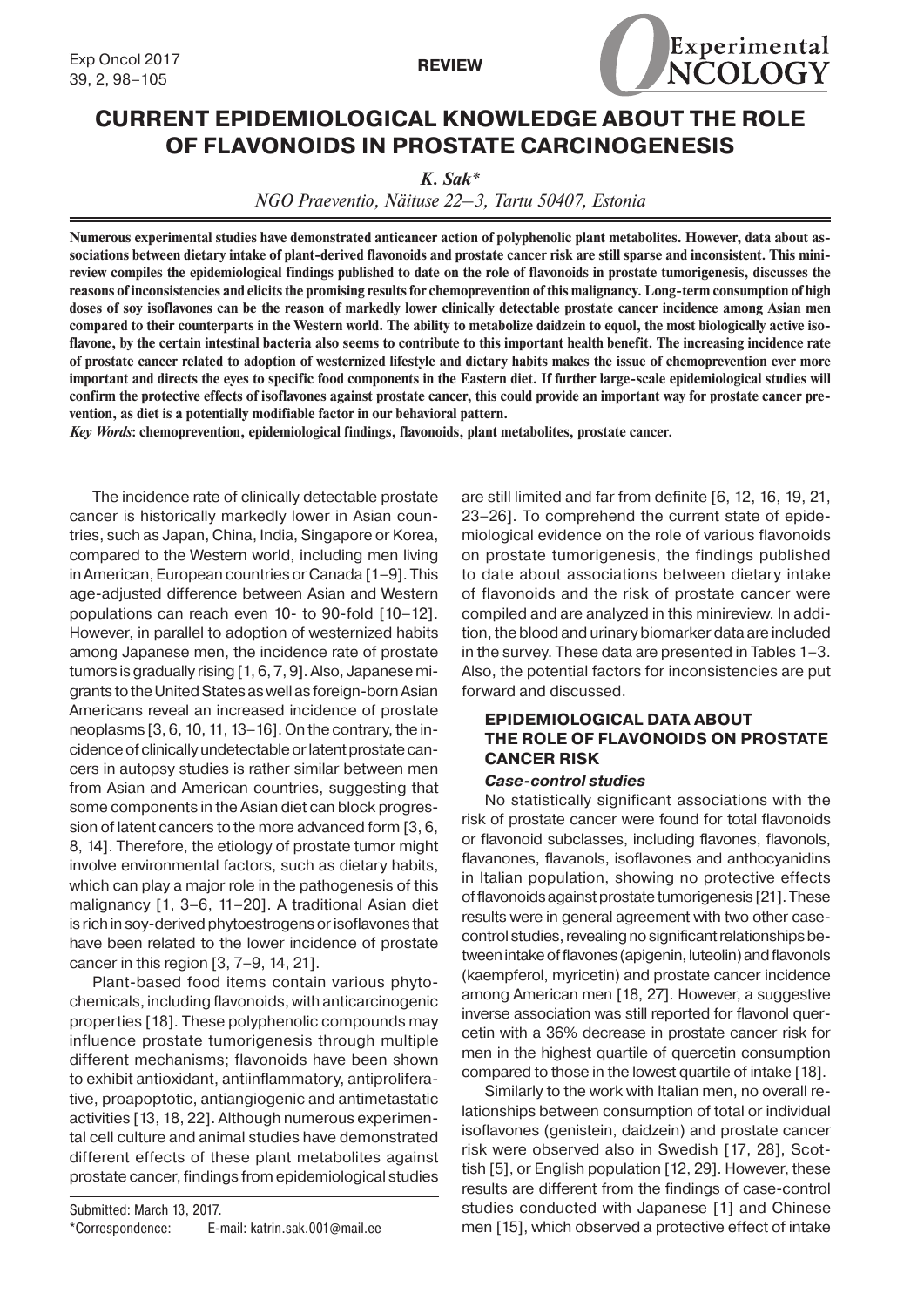**REVIEW**

# CURRENT EPIDEMIOLOGICAL KNOWLEDGE ABOUT THE ROLE OF FLAVONOIDS IN PROSTATE CARCINOGENESIS

***K. Sak****

*NGO Praeventio, Näituse 22–3, Tartu 50407, Estonia*

**Numerous experimental studies have demonstrated anticancer action of polyphenolic plant metabolites. However, data about associations between dietary intake of plant-derived flavonoids and prostate cancer risk are still sparse and inconsistent. This minireview compiles the epidemiological findings published to date on the role of flavonoids in prostate tumorigenesis, discusses the reasons of inconsistencies and elicits the promising results for chemoprevention of this malignancy. Long-term consumption of high doses of soy isoflavones can be the reason of markedly lower clinically detectable prostate cancer incidence among Asian men compared to their counterparts in the Western world. The ability to metabolize daidzein to equol, the most biologically active isoflavone, by the certain intestinal bacteria also seems to contribute to this important health benefit. The increasing incidence rate of prostate cancer related to adoption of westernized lifestyle and dietary habits makes the issue of chemoprevention ever more important and directs the eyes to specific food components in the Eastern diet. If further large-scale epidemiological studies will confirm the protective effects of isoflavones against prostate cancer, this could provide an important way for prostate cancer prevention, as diet is a potentially modifiable factor in our behavioral pattern.**

***Key Words*: chemoprevention, epidemiological findings, flavonoids, plant metabolites, prostate cancer.**

The incidence rate of clinically detectable prostate cancer is historically markedly lower in Asian countries, such as Japan, China, India, Singapore or Korea, compared to the Western world, including men living in American, European countries or Canada [1–9]. This age-adjusted difference between Asian and Western populations can reach even 10- to 90-fold [10–12]. However, in parallel to adoption of westernized habits among Japanese men, the incidence rate of prostate tumors is gradually rising [1, 6, 7, 9]. Also, Japanese migrants to the United States as well as foreign-born Asian Americans reveal an increased incidence of prostate neoplasms [3, 6, 10, 11, 13–16]. On the contrary, the incidence of clinically undetectable or latent prostate cancers in autopsy studies is rather similar between men from Asian and American countries, suggesting that some components in the Asian diet can block progression of latent cancers to the more advanced form [3, 6, 8, 14]. Therefore, the etiology of prostate tumor might involve environmental factors, such as dietary habits, which can play a major role in the pathogenesis of this malignancy [1, 3–6, 11–20]. A traditional Asian diet is rich in soy-derived phytoestrogens or isoflavones that have been related to the lower incidence of prostate cancer in this region [3, 7–9, 14, 21].

Plant-based food items contain various phytochemicals, including flavonoids, with anticarcinogenic properties [18]. These polyphenolic compounds may influence prostate tumorigenesis through multiple different mechanisms; flavonoids have been shown to exhibit antioxidant, antiinflammatory, antiproliferative, proapoptotic, antiangiogenic and antimetastatic activities [13, 18, 22]. Although numerous experimental cell culture and animal studies have demonstrated different effects of these plant metabolites against prostate cancer, findings from epidemiological studies are still limited and far from definite [6, 12, 16, 19, 21, 23–26]. To comprehend the current state of epidemiological evidence on the role of various flavonoids on prostate tumorigenesis, the findings published to date about associations between dietary intake of flavonoids and the risk of prostate cancer were compiled and are analyzed in this minireview. In addition, the blood and urinary biomarker data are included in the survey. These data are presented in Tables 1–3. Also, the potential factors for inconsistencies are put forward and discussed.

## EPIDEMIOLOGICAL DATA ABOUT THE ROLE OF FLAVONOIDS ON PROSTATE CANCER RISK

### *Case-control studies*

No statistically significant associations with the risk of prostate cancer were found for total flavonoids or flavonoid subclasses, including flavones, flavonols, flavanones, flavanols, isoflavones and anthocyanidins in Italian population, showing no protective effects of flavonoids against prostate tumorigenesis [21]. These results were in general agreement with two other case-control studies, revealing no significant relationships between intake of flavones (apigenin, luteolin) and flavonols (kaempferol, myricetin) and prostate cancer incidence among American men [18, 27]. However, a suggestive inverse association was still reported for flavonol quercetin with a 36% decrease in prostate cancer risk for men in the highest quartile of quercetin consumption compared to those in the lowest quartile of intake [18].

Similarly to the work with Italian men, no overall relationships between consumption of total or individual isoflavones (genistein, daidzein) and prostate cancer risk were observed also in Swedish [17, 28], Scottish [5], or English population [12, 29]. However, these results are different from the findings of case-control studies conducted with Japanese [1] and Chinese men [15], which observed a protective effect of intake

Submitted: March 13, 2017.

*Correspondence: E-mail: katrin.sak.001@mail.ee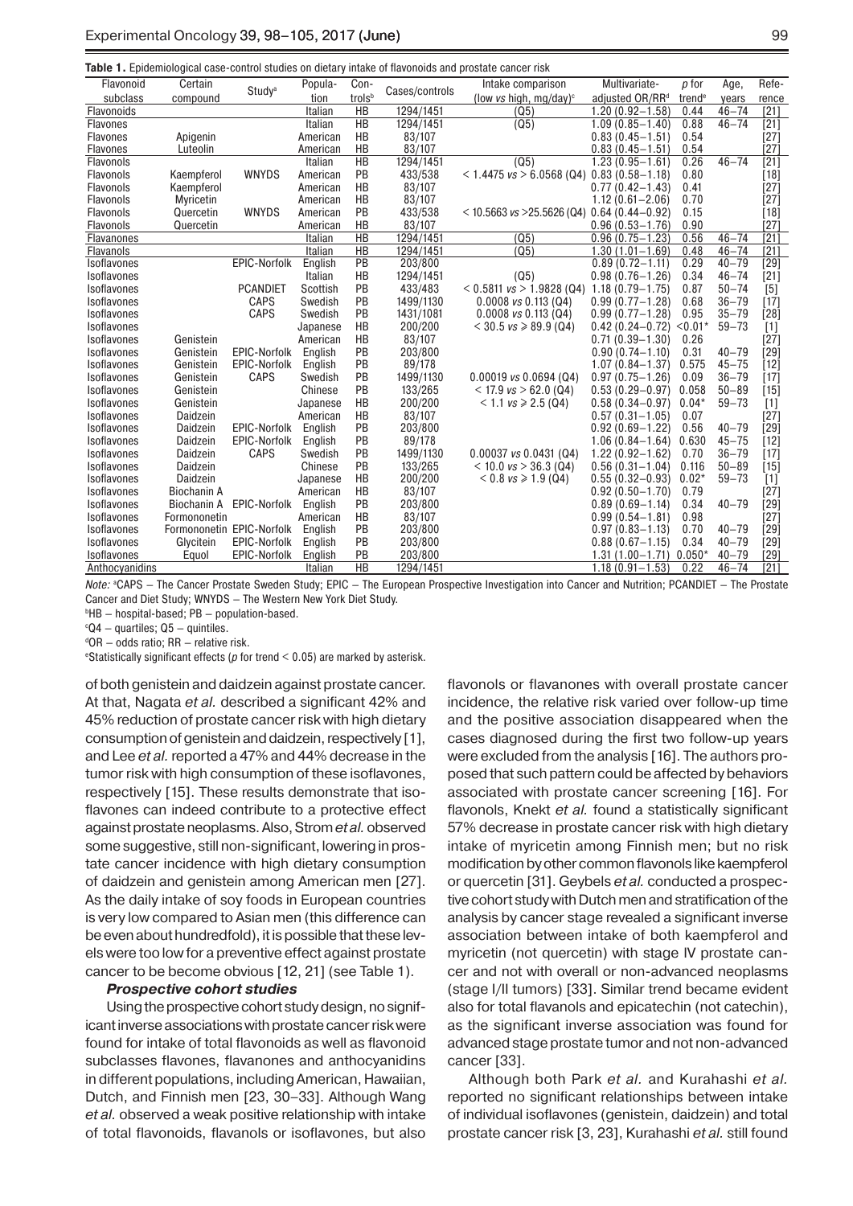**Table 1.** Epidemiological case-control studies on dietary intake of flavonoids and prostate cancer risk

| Flavonoid subclass | Certain compound | Study[a] | Population | Controls[b] | Cases/controls | Intake comparison (low *vs* high, mg/day)[c] | Multivariate-adjusted OR/RR[d] | *p* for trend[e] | Age, years | Reference |
|---|---|---|---|---|---|---|---|---|---|---|
| Flavonoids | | | Italian | HB | 1294/1451 | (Q5) | 1.20 (0.92–1.58) | 0.44 | 46–74 | [21] |
| Flavones | | | Italian | HB | 1294/1451 | (Q5) | 1.09 (0.85–1.40) | 0.88 | 46–74 | [21] |
| Flavones | Apigenin | | American | HB | 83/107 | | 0.83 (0.45–1.51) | 0.54 | | [27] |
| Flavones | Luteolin | | American | HB | 83/107 | | 0.83 (0.45–1.51) | 0.54 | | [27] |
| Flavonols | | | Italian | HB | 1294/1451 | (Q5) | 1.23 (0.95–1.61) | 0.26 | 46–74 | [21] |
| Flavonols | Kaempferol | WNYDS | American | PB | 433/538 | < 1.4475 *vs* > 6.0568 (Q4) | 0.83 (0.58–1.18) | 0.80 | | [18] |
| Flavonols | Kaempferol | | American | HB | 83/107 | | 0.77 (0.42–1.43) | 0.41 | | [27] |
| Flavonols | Myricetin | | American | HB | 83/107 | | 1.12 (0.61–2.06) | 0.70 | | [27] |
| Flavonols | Quercetin | WNYDS | American | PB | 433/538 | < 10.5663 *vs* >25.5626 (Q4) | 0.64 (0.44–0.92) | 0.15 | | [18] |
| Flavonols | Quercetin | | American | HB | 83/107 | | 0.96 (0.53–1.76) | 0.90 | | [27] |
| Flavanones | | | Italian | HB | 1294/1451 | (Q5) | 0.96 (0.75–1.23) | 0.56 | 46–74 | [21] |
| Flavanols | | | Italian | HB | 1294/1451 | (Q5) | 1.30 (1.01–1.69) | 0.48 | 46–74 | [21] |
| Isoflavones | | EPIC-Norfolk | English | PB | 203/800 | | 0.89 (0.72–1.11) | 0.29 | 40–79 | [29] |
| Isoflavones | | | Italian | HB | 1294/1451 | (Q5) | 0.98 (0.76–1.26) | 0.34 | 46–74 | [21] |
| Isoflavones | | PCANDIET | Scottish | PB | 433/483 | < 0.5811 *vs* > 1.9828 (Q4) | 1.18 (0.79–1.75) | 0.87 | 50–74 | [5] |
| Isoflavones | | CAPS | Swedish | PB | 1499/1130 | 0.0008 *vs* 0.113 (Q4) | 0.99 (0.77–1.28) | 0.68 | 36–79 | [17] |
| Isoflavones | | CAPS | Swedish | PB | 1431/1081 | 0.0008 *vs* 0.113 (Q4) | 0.99 (0.77–1.28) | 0.95 | 35–79 | [28] |
| Isoflavones | | | Japanese | HB | 200/200 | < 30.5 *vs* ⩾ 89.9 (Q4) | 0.42 (0.24–0.72) | <0.01* | 59–73 | [1] |
| Isoflavones | Genistein | | American | HB | 83/107 | | 0.71 (0.39–1.30) | 0.26 | | [27] |
| Isoflavones | Genistein | EPIC-Norfolk | English | PB | 203/800 | | 0.90 (0.74–1.10) | 0.31 | 40–79 | [29] |
| Isoflavones | Genistein | EPIC-Norfolk | English | PB | 89/178 | | 1.07 (0.84–1.37) | 0.575 | 45–75 | [12] |
| Isoflavones | Genistein | CAPS | Swedish | PB | 1499/1130 | 0.00019 *vs* 0.0694 (Q4) | 0.97 (0.75–1.26) | 0.09 | 36–79 | [17] |
| Isoflavones | Genistein | | Chinese | PB | 133/265 | < 17.9 *vs* > 62.0 (Q4) | 0.53 (0.29–0.97) | 0.058 | 50–89 | [15] |
| Isoflavones | Genistein | | Japanese | HB | 200/200 | < 1.1 *vs* ⩾ 2.5 (Q4) | 0.58 (0.34–0.97) | 0.04* | 59–73 | [1] |
| Isoflavones | Daidzein | | American | HB | 83/107 | | 0.57 (0.31–1.05) | 0.07 | | [27] |
| Isoflavones | Daidzein | EPIC-Norfolk | English | PB | 203/800 | | 0.92 (0.69–1.22) | 0.56 | 40–79 | [29] |
| Isoflavones | Daidzein | EPIC-Norfolk | English | PB | 89/178 | | 1.06 (0.84–1.64) | 0.630 | 45–75 | [12] |
| Isoflavones | Daidzein | CAPS | Swedish | PB | 1499/1130 | 0.00037 *vs* 0.0431 (Q4) | 1.22 (0.92–1.62) | 0.70 | 36–79 | [17] |
| Isoflavones | Daidzein | | Chinese | PB | 133/265 | < 10.0 *vs* > 36.3 (Q4) | 0.56 (0.31–1.04) | 0.116 | 50–89 | [15] |
| Isoflavones | Daidzein | | Japanese | HB | 200/200 | < 0.8 *vs* ⩾ 1.9 (Q4) | 0.55 (0.32–0.93) | 0.02* | 59–73 | [1] |
| Isoflavones | Biochanin A | | American | HB | 83/107 | | 0.92 (0.50–1.70) | 0.79 | | [27] |
| Isoflavones | Biochanin A | EPIC-Norfolk | English | PB | 203/800 | | 0.89 (0.69–1.14) | 0.34 | 40–79 | [29] |
| Isoflavones | Formononetin | | American | HB | 83/107 | | 0.99 (0.54–1.81) | 0.98 | | [27] |
| Isoflavones | Formononetin | EPIC-Norfolk | English | PB | 203/800 | | 0.97 (0.83–1.13) | 0.70 | 40–79 | [29] |
| Isoflavones | Glycitein | EPIC-Norfolk | English | PB | 203/800 | | 0.88 (0.67–1.15) | 0.34 | 40–79 | [29] |
| Isoflavones | Equol | EPIC-Norfolk | English | PB | 203/800 | | 1.31 (1.00–1.71) | 0.050* | 40–79 | [29] |
| Anthocyanidins | | | Italian | HB | 1294/1451 | | 1.18 (0.91–1.53) | 0.22 | 46–74 | [21] |

*Note:* [a]CAPS – The Cancer Prostate Sweden Study; EPIC – The European Prospective Investigation into Cancer and Nutrition; PCANDIET – The Prostate Cancer and Diet Study; WNYDS – The Western New York Diet Study.
[b]HB – hospital-based; PB – population-based.
[c]Q4 – quartiles; Q5 – quintiles.
[d]OR – odds ratio; RR – relative risk.
[e]Statistically significant effects ($p$ for trend < 0.05) are marked by asterisk.

of both genistein and daidzein against prostate cancer. At that, Nagata *et al.* described a significant 42% and 45% reduction of prostate cancer risk with high dietary consumption of genistein and daidzein, respectively [1], and Lee *et al.* reported a 47% and 44% decrease in the tumor risk with high consumption of these isoflavones, respectively [15]. These results demonstrate that isoflavones can indeed contribute to a protective effect against prostate neoplasms. Also, Strom *et al.* observed some suggestive, still non-significant, lowering in prostate cancer incidence with high dietary consumption of daidzein and genistein among American men [27]. As the daily intake of soy foods in European countries is very low compared to Asian men (this difference can be even about hundredfold), it is possible that these levels were too low for a preventive effect against prostate cancer to become obvious [12, 21] (see Table 1).

***Prospective cohort studies***

Using the prospective cohort study design, no significant inverse associations with prostate cancer risk were found for intake of total flavonoids as well as flavonoid subclasses flavones, flavanones and anthocyanidins in different populations, including American, Hawaiian, Dutch, and Finnish men [23, 30–33]. Although Wang *et al.* observed a weak positive relationship with intake of total flavonoids, flavanols or isoflavones, but also flavonols or flavanones with overall prostate cancer incidence, the relative risk varied over follow-up time and the positive association disappeared when the cases diagnosed during the first two follow-up years were excluded from the analysis [16]. The authors proposed that such pattern could be affected by behaviors associated with prostate cancer screening [16]. For flavonols, Knekt *et al.* found a statistically significant 57% decrease in prostate cancer risk with high dietary intake of myricetin among Finnish men; but no risk modification by other common flavonols like kaempferol or quercetin [31]. Geybels *et al.* conducted a prospective cohort study with Dutch men and stratification of the analysis by cancer stage revealed a significant inverse association between intake of both kaempferol and myricetin (not quercetin) with stage IV prostate cancer and not with overall or non-advanced neoplasms (stage I/II tumors) [33]. Similar trend became evident also for total flavanols and epicatechin (not catechin), as the significant inverse association was found for advanced stage prostate tumor and not non-advanced cancer [33].

Although both Park *et al*. and Kurahashi *et al.* reported no significant relationships between intake of individual isoflavones (genistein, daidzein) and total prostate cancer risk [3, 23], Kurahashi *et al.* still found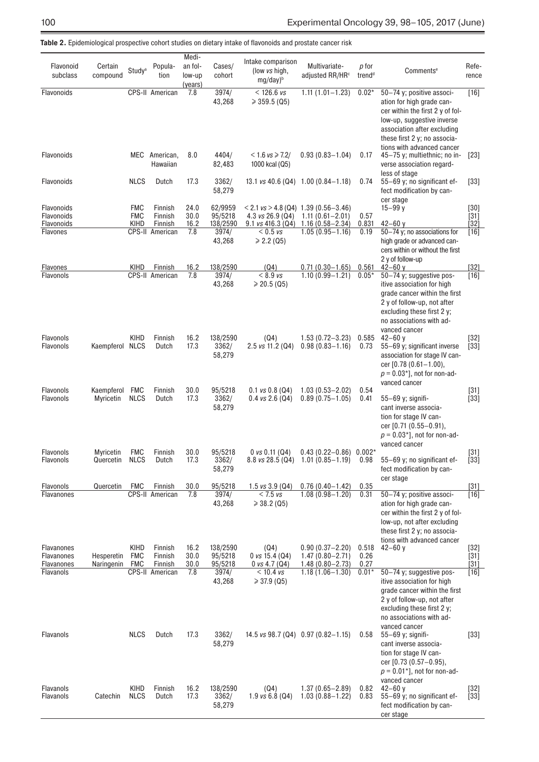**Table 2.** Epidemiological prospective cohort studies on dietary intake of flavonoids and prostate cancer risk

| Flavonoid subclass | Certain compound | Study[a] | Population | Median follow-up (years) | Cases/ cohort | Intake comparison (low *vs* high, mg/day)[b] | Multivariate-adjusted RR/HR[c] | *p* for trend[d] | Comments[e] | Reference |
|---|---|---|---|---|---|---|---|---|---|---|
| Flavonoids | | CPS-II | American | 7.8 | 3974/ 43,268 | < 126.6 *vs* ≥ 359.5 (Q5) | 1.11 (1.01–1.23) | 0.02* | 50–74 y; positive association for high grade cancer within the first 2 y of follow-up, suggestive inverse association after excluding these first 2 y; no associations with advanced cancer | [16] |
| Flavonoids | | MEC | American, Hawaiian | 8.0 | 4404/ 82,483 | < 1.6 *vs* ≥ 7.2/ 1000 kcal (Q5) | 0.93 (0.83–1.04) | 0.17 | 45–75 y; multiethnic; no inverse association regardless of stage | [23] |
| Flavonoids | | NLCS | Dutch | 17.3 | 3362/ 58,279 | 13.1 *vs* 40.6 (Q4) | 1.00 (0.84–1.18) | 0.74 | 55–69 y; no significant effect modification by cancer stage | [33] |
| Flavonoids | | FMC | Finnish | 24.0 | 62/9959 | < 2.1 *vs* > 4.8 (Q4) | 1.39 (0.56–3.46) | | 15–99 y | [30] |
| Flavonoids | | FMC | Finnish | 30.0 | 95/5218 | 4.3 *vs* 26.9 (Q4) | 1.11 (0.61–2.01) | 0.57 | | [31] |
| Flavonoids | | KIHD | Finnish | 16.2 | 138/2590 | 9.1 *vs* 416.3 (Q4) | 1.16 (0.58–2.34) | 0.831 | 42–60 y | [32] |
| Flavones | | CPS-II | American | 7.8 | 3974/ 43,268 | < 0.5 *vs* ≥ 2.2 (Q5) | 1.05 (0.95–1.16) | 0.19 | 50–74 y; no associations for high grade or advanced cancers within or without the first 2 y of follow-up | [16] |
| Flavones | | KIHD | Finnish | 16.2 | 138/2590 | (Q4) | 0.71 (0.30–1.65) | 0.561 | 42–60 y | [32] |
| Flavonols | | CPS-II | American | 7.8 | 3974/ 43,268 | < 8.9 *vs* ≥ 20.5 (Q5) | 1.10 (0.99–1.21) | 0.05* | 50–74 y; suggestive positive association for high grade cancer within the first 2 y of follow-up, not after excluding these first 2 y; no associations with advanced cancer | [16] |
| Flavonols | | KIHD | Finnish | 16.2 | 138/2590 | (Q4) | 1.53 (0.72–3.23) | 0.585 | 42–60 y | [32] |
| Flavonols | Kaempferol | NLCS | Dutch | 17.3 | 3362/ 58,279 | 2.5 *vs* 11.2 (Q4) | 0.98 (0.83–1.16) | 0.73 | 55–69 y; significant inverse association for stage IV cancer [0.78 (0.61–1.00), $p = 0.03$*], not for non-advanced cancer | [33] |
| Flavonols | Kaempferol | FMC | Finnish | 30.0 | 95/5218 | 0.1 *vs* 0.8 (Q4) | 1.03 (0.53–2.02) | 0.54 | | [31] |
| Flavonols | Myricetin | NLCS | Dutch | 17.3 | 3362/ 58,279 | 0.4 *vs* 2.6 (Q4) | 0.89 (0.75–1.05) | 0.41 | 55–69 y; significant inverse association for stage IV cancer [0.71 (0.55–0.91), $p = 0.03$*], not for non-advanced cancer | [33] |
| Flavonols | Myricetin | FMC | Finnish | 30.0 | 95/5218 | 0 *vs* 0.11 (Q4) | 0.43 (0.22–0.86) | 0.002* | | [31] |
| Flavonols | Quercetin | NLCS | Dutch | 17.3 | 3362/ 58,279 | 8.8 *vs* 28.5 (Q4) | 1.01 (0.85–1.19) | 0.98 | 55–69 y; no significant effect modification by cancer stage | [33] |
| Flavonols | Quercetin | FMC | Finnish | 30.0 | 95/5218 | 1.5 *vs* 3.9 (Q4) | 0.76 (0.40–1.42) | 0.35 | | [31] |
| Flavanones | | CPS-II | American | 7.8 | 3974/ 43,268 | < 7.5 *vs* ≥ 38.2 (Q5) | 1.08 (0.98–1.20) | 0.31 | 50–74 y; positive association for high grade cancer within the first 2 y of follow-up, not after excluding these first 2 y; no associations with advanced cancer | [16] |
| Flavanones | | KIHD | Finnish | 16.2 | 138/2590 | (Q4) | 0.90 (0.37–2.20) | 0.518 | 42–60 y | [32] |
| Flavanones | Hesperetin | FMC | Finnish | 30.0 | 95/5218 | 0 *vs* 15.4 (Q4) | 1.47 (0.80–2.71) | 0.26 | | [31] |
| Flavanones | Naringenin | FMC | Finnish | 30.0 | 95/5218 | 0 *vs* 4.7 (Q4) | 1.48 (0.80–2.73) | 0.27 | | [31] |
| Flavanols | | CPS-II | American | 7.8 | 3974/ 43,268 | < 10.4 *vs* ≥ 37.9 (Q5) | 1.18 (1.06–1.30) | 0.01* | 50–74 y; suggestive positive association for high grade cancer within the first 2 y of follow-up, not after excluding these first 2 y; no associations with advanced cancer | [16] |
| Flavanols | | NLCS | Dutch | 17.3 | 3362/ 58,279 | 14.5 *vs* 98.7 (Q4) | 0.97 (0.82–1.15) | 0.58 | 55–69 y; significant inverse association for stage IV cancer [0.73 (0.57–0.95), $p = 0.01$*], not for non-advanced cancer | [33] |
| Flavanols | | KIHD | Finnish | 16.2 | 138/2590 | (Q4) | 1.37 (0.65–2.89) | 0.82 | 42–60 y | [32] |
| Flavanols | Catechin | NLCS | Dutch | 17.3 | 3362/ 58,279 | 1.9 *vs* 6.8 (Q4) | 1.03 (0.88–1.22) | 0.83 | 55–69 y; no significant effect modification by cancer stage | [33] |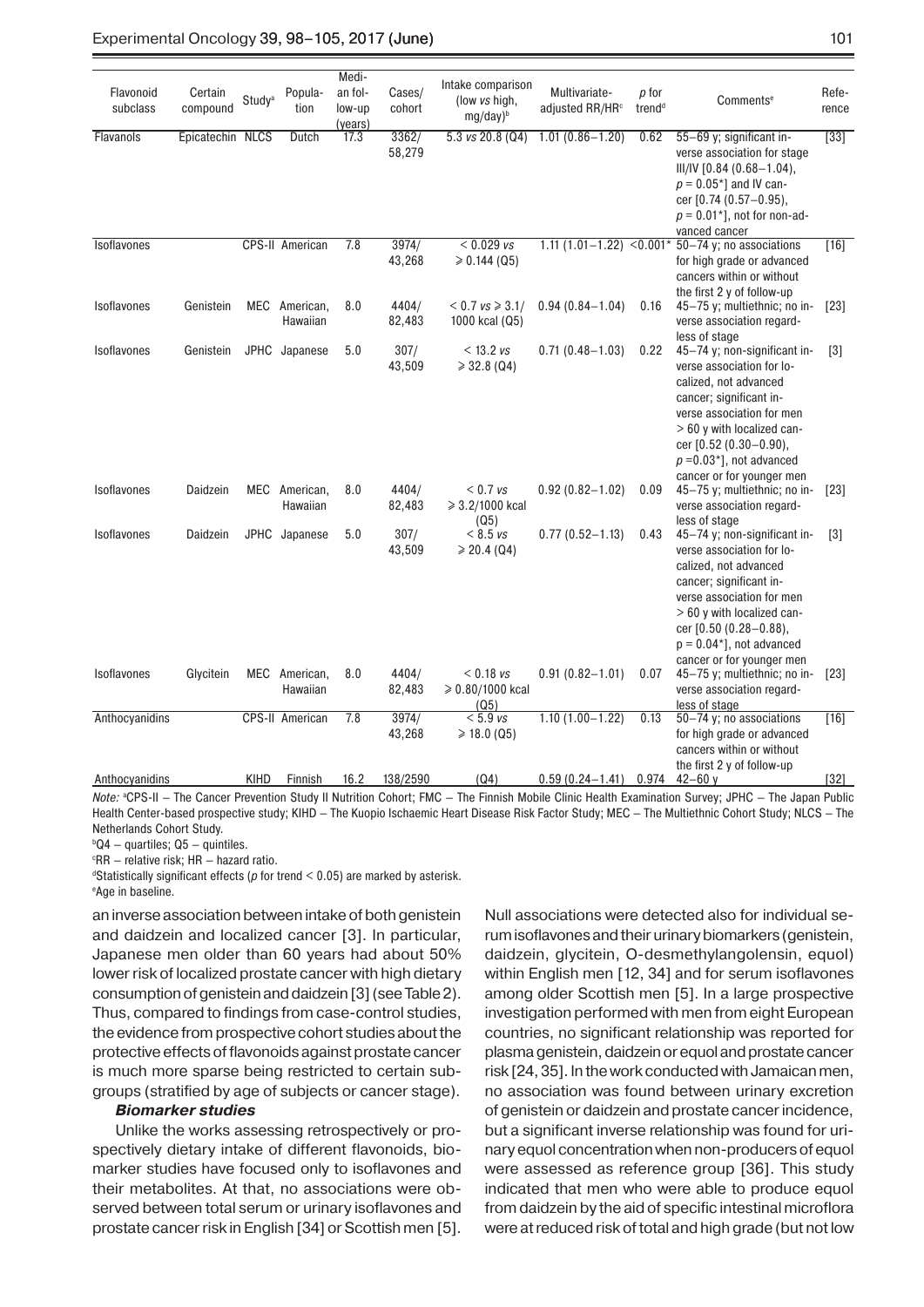| Flavonoid subclass | Certain compound | Study[a] | Population | Median follow-up (years) | Cases/cohort | Intake comparison (low *vs* high, mg/day)[b] | Multivariate-adjusted RR/HR[c] | *p* for trend[d] | Comments[e] | Reference |
|---|---|---|---|---|---|---|---|---|---|---|
| Flavanols | Epicatechin | NLCS | Dutch | 17.3 | 3362/ 58,279 | 5.3 *vs* 20.8 (Q4) | 1.01 (0.86–1.20) | 0.62 | 55–69 y; significant inverse association for stage III/IV [0.84 (0.68–1.04), $p = 0.05$*] and IV cancer [0.74 (0.57–0.95), $p = 0.01$*], not for non-advanced cancer | [33] |
| Isoflavones | | CPS-II | American | 7.8 | 3974/ 43,268 | < 0.029 *vs* ⩾ 0.144 (Q5) | 1.11 (1.01–1.22) | <0.001* | 50–74 y; no associations for high grade or advanced cancers within or without the first 2 y of follow-up | [16] |
| Isoflavones | Genistein | MEC | American, Hawaiian | 8.0 | 4404/ 82,483 | < 0.7 *vs* ⩾ 3.1/ 1000 kcal (Q5) | 0.94 (0.84–1.04) | 0.16 | 45–75 y; multiethnic; no inverse association regardless of stage | [23] |
| Isoflavones | Genistein | JPHC | Japanese | 5.0 | 307/ 43,509 | < 13.2 *vs* ⩾ 32.8 (Q4) | 0.71 (0.48–1.03) | 0.22 | 45–74 y; non-significant inverse association for localized, not advanced cancer; significant inverse association for men > 60 y with localized cancer [0.52 (0.30–0.90), $p = 0.03$*], not advanced cancer or for younger men | [3] |
| Isoflavones | Daidzein | MEC | American, Hawaiian | 8.0 | 4404/ 82,483 | < 0.7 *vs* ⩾ 3.2/1000 kcal (Q5) | 0.92 (0.82–1.02) | 0.09 | 45–75 y; multiethnic; no inverse association regardless of stage | [23] |
| Isoflavones | Daidzein | JPHC | Japanese | 5.0 | 307/ 43,509 | < 8.5 *vs* ⩾ 20.4 (Q4) | 0.77 (0.52–1.13) | 0.43 | 45–74 y; non-significant inverse association for localized, not advanced cancer; significant inverse association for men > 60 y with localized cancer [0.50 (0.28–0.88), $p = 0.04$*], not advanced cancer or for younger men | [3] |
| Isoflavones | Glycitein | MEC | American, Hawaiian | 8.0 | 4404/ 82,483 | < 0.18 *vs* ⩾ 0.80/1000 kcal (Q5) | 0.91 (0.82–1.01) | 0.07 | 45–75 y; multiethnic; no inverse association regardless of stage | [23] |
| Anthocyanidins | | CPS-II | American | 7.8 | 3974/ 43,268 | < 5.9 *vs* ⩾ 18.0 (Q5) | 1.10 (1.00–1.22) | 0.13 | 50–74 y; no associations for high grade or advanced cancers within or without the first 2 y of follow-up | [16] |
| Anthocyanidins | | KIHD | Finnish | 16.2 | 138/2590 | (Q4) | 0.59 (0.24–1.41) | 0.974 | 42–60 y | [32] |

*Note:* [a]CPS-II – The Cancer Prevention Study II Nutrition Cohort; FMC – The Finnish Mobile Clinic Health Examination Survey; JPHC – The Japan Public Health Center-based prospective study; KIHD – The Kuopio Ischaemic Heart Disease Risk Factor Study; MEC – The Multiethnic Cohort Study; NLCS – The Netherlands Cohort Study.

[b]Q4 – quartiles; Q5 – quintiles.

[c]RR – relative risk; HR – hazard ratio.

[d]Statistically significant effects (*p* for trend < 0.05) are marked by asterisk.

[e]Age in baseline.

an inverse association between intake of both genistein and daidzein and localized cancer [3]. In particular, Japanese men older than 60 years had about 50% lower risk of localized prostate cancer with high dietary consumption of genistein and daidzein [3] (see Table 2). Thus, compared to findings from case-control studies, the evidence from prospective cohort studies about the protective effects of flavonoids against prostate cancer is much more sparse being restricted to certain subgroups (stratified by age of subjects or cancer stage).

***Biomarker studies***

Unlike the works assessing retrospectively or prospectively dietary intake of different flavonoids, biomarker studies have focused only to isoflavones and their metabolites. At that, no associations were observed between total serum or urinary isoflavones and prostate cancer risk in English [34] or Scottish men [5]. Null associations were detected also for individual serum isoflavones and their urinary biomarkers (genistein, daidzein, glycitein, O-desmethylangolensin, equol) within English men [12, 34] and for serum isoflavones among older Scottish men [5]. In a large prospective investigation performed with men from eight European countries, no significant relationship was reported for plasma genistein, daidzein or equol and prostate cancer risk [24, 35]. In the work conducted with Jamaican men, no association was found between urinary excretion of genistein or daidzein and prostate cancer incidence, but a significant inverse relationship was found for urinary equol concentration when non-producers of equol were assessed as reference group [36]. This study indicated that men who were able to produce equol from daidzein by the aid of specific intestinal microflora were at reduced risk of total and high grade (but not low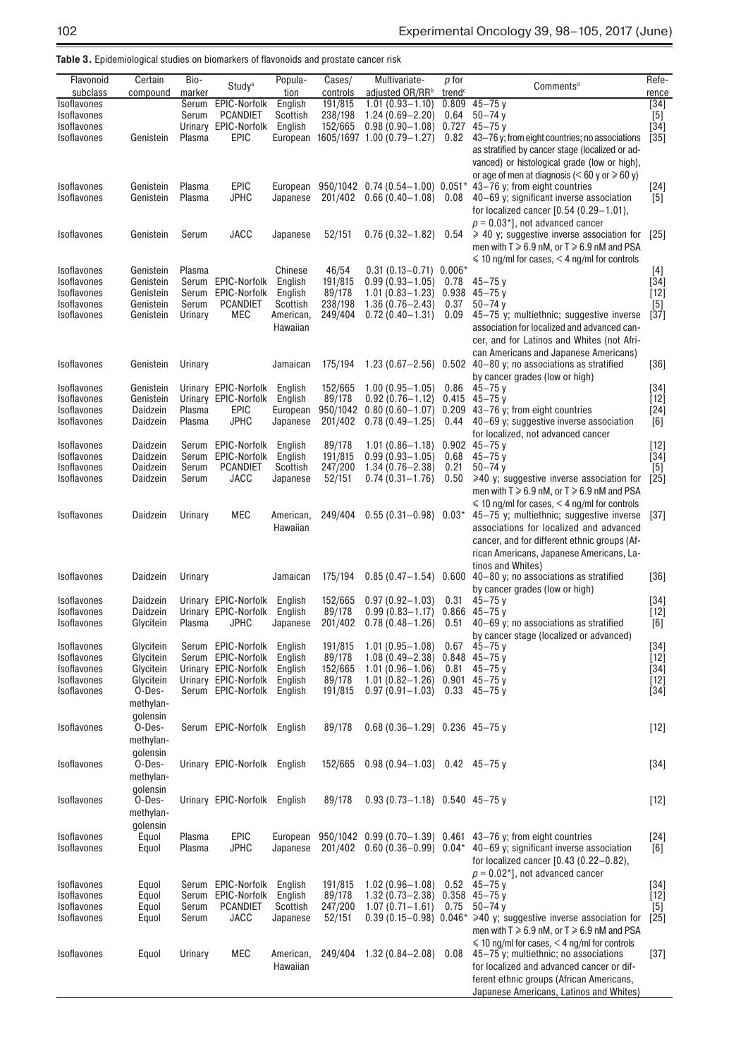**Table 3.** Epidemiological studies on biomarkers of flavonoids and prostate cancer risk

| Flavonoid subclass | Certain compound | Bio-marker | Study[a] | Popula-tion | Cases/ controls | Multivariate-adjusted OR/RR[b] | p for trend[c] | Comments[d] | Refe-rence |
|---|---|---|---|---|---|---|---|---|---|
| Isoflavones | | Serum | EPIC-Norfolk | English | 191/815 | 1.01 (0.93–1.10) | 0.809 | 45–75 y | [34] |
| Isoflavones | | Serum | PCANDIET | Scottish | 238/198 | 1.24 (0.69–2.20) | 0.64 | 50–74 y | [5] |
| Isoflavones | | Urinary | EPIC-Norfolk | English | 152/665 | 0.98 (0.90–1.08) | 0.727 | 45–75 y | [34] |
| Isoflavones | Genistein | Plasma | EPIC | European | 1605/1697 | 1.00 (0.79–1.27) | 0.82 | 43–76 y; from eight countries; no associations as stratified by cancer stage (localized or advanced) or histological grade (low or high), or age of men at diagnosis (< 60 y or ⩾ 60 y) | [35] |
| Isoflavones | Genistein | Plasma | EPIC | European | 950/1042 | 0.74 (0.54–1.00) | 0.051* | 43–76 y; from eight countries | [24] |
| Isoflavones | Genistein | Plasma | JPHC | Japanese | 201/402 | 0.66 (0.40–1.08) | 0.08 | 40–69 y; significant inverse association for localized cancer [0.54 (0.29–1.01), $p = 0.03$*], not advanced cancer | [5] |
| Isoflavones | Genistein | Serum | JACC | Japanese | 52/151 | 0.76 (0.32–1.82) | 0.54 | ⩾ 40 y; suggestive inverse association for men with T ⩾ 6.9 nM, or T ⩾ 6.9 nM and PSA ⩽ 10 ng/ml for cases, < 4 ng/ml for controls | [25] |
| Isoflavones | Genistein | Plasma | | Chinese | 46/54 | 0.31 (0.13–0.71) | 0.006* | | [4] |
| Isoflavones | Genistein | Serum | EPIC-Norfolk | English | 191/815 | 0.99 (0.93–1.05) | 0.78 | 45–75 y | [34] |
| Isoflavones | Genistein | Serum | EPIC-Norfolk | English | 89/178 | 1.01 (0.83–1.23) | 0.938 | 45–75 y | [12] |
| Isoflavones | Genistein | Serum | PCANDIET | Scottish | 238/198 | 1.36 (0.76–2.43) | 0.37 | 50–74 y | [5] |
| Isoflavones | Genistein | Urinary | MEC | American, Hawaiian | 249/404 | 0.72 (0.40–1.31) | 0.09 | 45–75 y; multiethnic; suggestive inverse association for localized and advanced cancer, and for Latinos and Whites (not African Americans and Japanese Americans) | [37] |
| Isoflavones | Genistein | Urinary | | Jamaican | 175/194 | 1.23 (0.67–2.56) | 0.502 | 40–80 y; no associations as stratified by cancer grades (low or high) | [36] |
| Isoflavones | Genistein | Urinary | EPIC-Norfolk | English | 152/665 | 1.00 (0.95–1.05) | 0.86 | 45–75 y | [34] |
| Isoflavones | Genistein | Urinary | EPIC-Norfolk | English | 89/178 | 0.92 (0.76–1.12) | 0.415 | 45–75 y | [12] |
| Isoflavones | Daidzein | Plasma | EPIC | European | 950/1042 | 0.80 (0.60–1.07) | 0.209 | 43–76 y; from eight countries | [24] |
| Isoflavones | Daidzein | Plasma | JPHC | Japanese | 201/402 | 0.78 (0.49–1.25) | 0.44 | 40–69 y; suggestive inverse association for localized, not advanced cancer | [6] |
| Isoflavones | Daidzein | Serum | EPIC-Norfolk | English | 89/178 | 1.01 (0.86–1.18) | 0.902 | 45–75 y | [12] |
| Isoflavones | Daidzein | Serum | EPIC-Norfolk | English | 191/815 | 0.99 (0.93–1.05) | 0.68 | 45–75 y | [34] |
| Isoflavones | Daidzein | Serum | PCANDIET | Scottish | 247/200 | 1.34 (0.76–2.38) | 0.21 | 50–74 y | [5] |
| Isoflavones | Daidzein | Serum | JACC | Japanese | 52/151 | 0.74 (0.31–1.76) | 0.50 | ⩾40 y; suggestive inverse association for men with T ⩾ 6.9 nM, or T ⩾ 6.9 nM and PSA ⩽ 10 ng/ml for cases, < 4 ng/ml for controls | [25] |
| Isoflavones | Daidzein | Urinary | MEC | American, Hawaiian | 249/404 | 0.55 (0.31–0.98) | 0.03* | 45–75 y; multiethnic; suggestive inverse associations for localized and advanced cancer, and for different ethnic groups (African Americans, Japanese Americans, Latinos and Whites) | [37] |
| Isoflavones | Daidzein | Urinary | | Jamaican | 175/194 | 0.85 (0.47–1.54) | 0.600 | 40–80 y; no associations as stratified by cancer grades (low or high) | [36] |
| Isoflavones | Daidzein | Urinary | EPIC-Norfolk | English | 152/665 | 0.97 (0.92–1.03) | 0.31 | 45–75 y | [34] |
| Isoflavones | Daidzein | Urinary | EPIC-Norfolk | English | 89/178 | 0.99 (0.83–1.17) | 0.866 | 45–75 y | [12] |
| Isoflavones | Glycitein | Plasma | JPHC | Japanese | 201/402 | 0.78 (0.48–1.26) | 0.51 | 40–69 y; no associations as stratified by cancer stage (localized or advanced) | [6] |
| Isoflavones | Glycitein | Serum | EPIC-Norfolk | English | 191/815 | 1.01 (0.95–1.08) | 0.67 | 45–75 y | [34] |
| Isoflavones | Glycitein | Serum | EPIC-Norfolk | English | 89/178 | 1.08 (0.49–2.38) | 0.848 | 45–75 y | [12] |
| Isoflavones | Glycitein | Urinary | EPIC-Norfolk | English | 152/665 | 1.01 (0.96–1.06) | 0.81 | 45–75 y | [34] |
| Isoflavones | Glycitein | Urinary | EPIC-Norfolk | English | 89/178 | 1.01 (0.82–1.26) | 0.901 | 45–75 y | [12] |
| Isoflavones | O-Des-methylan-golensin | Serum | EPIC-Norfolk | English | 191/815 | 0.97 (0.91–1.03) | 0.33 | 45–75 y | [34] |
| Isoflavones | O-Des-methylan-golensin | Serum | EPIC-Norfolk | English | 89/178 | 0.68 (0.36–1.29) | 0.236 | 45–75 y | [12] |
| Isoflavones | O-Des-methylan-golensin | Urinary | EPIC-Norfolk | English | 152/665 | 0.98 (0.94–1.03) | 0.42 | 45–75 y | [34] |
| Isoflavones | O-Des-methylan-golensin | Urinary | EPIC-Norfolk | English | 89/178 | 0.93 (0.73–1.18) | 0.540 | 45–75 y | [12] |
| Isoflavones | Equol | Plasma | EPIC | European | 950/1042 | 0.99 (0.70–1.39) | 0.461 | 43–76 y; from eight countries | [24] |
| Isoflavones | Equol | Plasma | JPHC | Japanese | 201/402 | 0.60 (0.36–0.99) | 0.04* | 40–69 y; significant inverse association for localized cancer [0.43 (0.22–0.82), $p = 0.02$*], not advanced cancer | [6] |
| Isoflavones | Equol | Serum | EPIC-Norfolk | English | 191/815 | 1.02 (0.96–1.08) | 0.52 | 45–75 y | [34] |
| Isoflavones | Equol | Serum | EPIC-Norfolk | English | 89/178 | 1.32 (0.73–2.38) | 0.358 | 45–75 y | [12] |
| Isoflavones | Equol | Serum | PCANDIET | Scottish | 247/200 | 1.07 (0.71–1.61) | 0.75 | 50–74 y | [5] |
| Isoflavones | Equol | Serum | JACC | Japanese | 52/151 | 0.39 (0.15–0.98) | 0.046* | ⩾40 y; suggestive inverse association for men with T ⩾ 6.9 nM, or T ⩾ 6.9 nM and PSA ⩽ 10 ng/ml for cases, < 4 ng/ml for controls | [25] |
| Isoflavones | Equol | Urinary | MEC | American, Hawaiian | 249/404 | 1.32 (0.84–2.08) | 0.08 | 45–75 y; multiethnic; no associations for localized and advanced cancer or different ethnic groups (African Americans, Japanese Americans, Latinos and Whites) | [37] |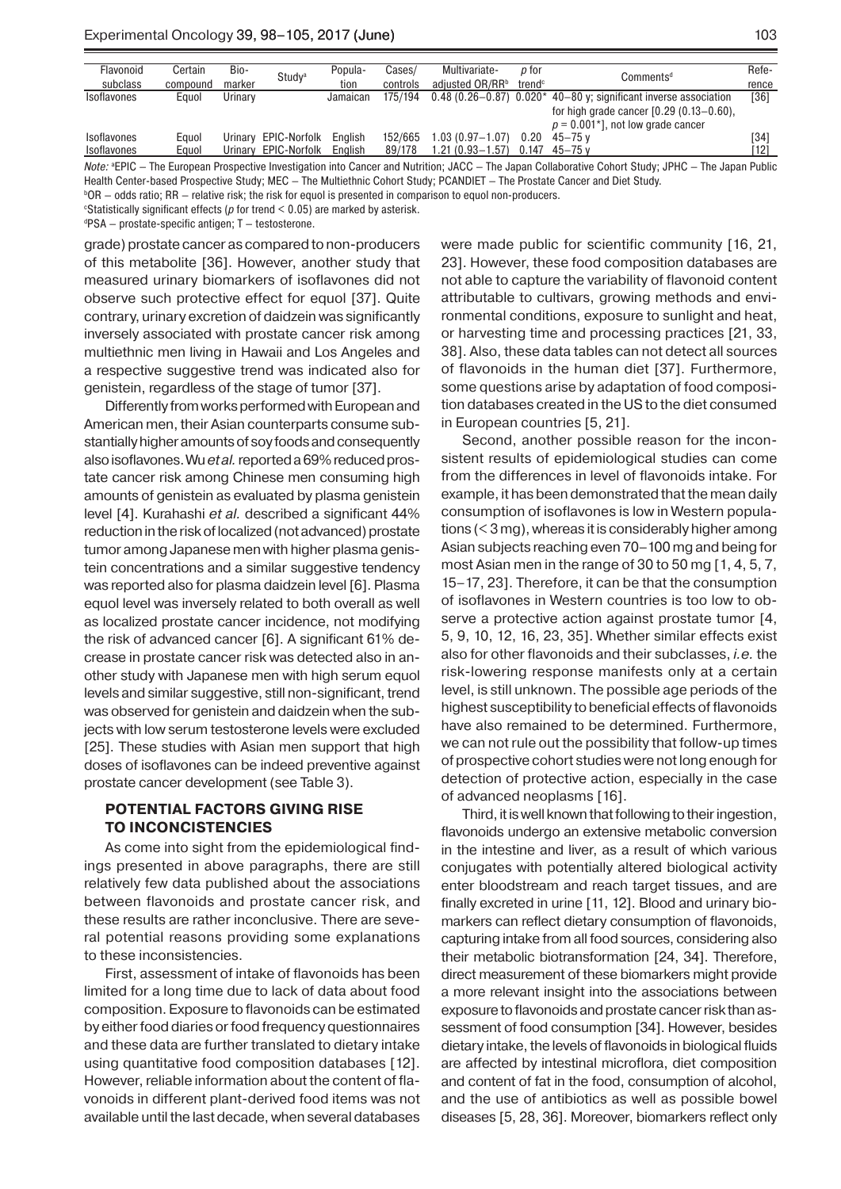| Flavonoid subclass | Certain compound | Bio-marker | Study[a] | Popula-tion | Cases/ controls | Multivariate-adjusted OR/RR[b] | p for trend[c] | Comments[d] | Refe-rence |
|---|---|---|---|---|---|---|---|---|---|
| Isoflavones | Equol | Urinary | | Jamaican | 175/194 | 0.48 (0.26–0.87) | 0.020* | 40–80 y; significant inverse association for high grade cancer [0.29 (0.13–0.60), $p = 0.001$*], not low grade cancer | [36] |
| Isoflavones | Equol | Urinary | EPIC-Norfolk | English | 152/665 | 1.03 (0.97–1.07) | 0.20 | 45–75 y | [34] |
| Isoflavones | Equol | Urinary | EPIC-Norfolk | English | 89/178 | 1.21 (0.93–1.57) | 0.147 | 45–75 y | [12] |

*Note:* [a]EPIC – The European Prospective Investigation into Cancer and Nutrition; JACC – The Japan Collaborative Cohort Study; JPHC – The Japan Public Health Center-based Prospective Study; MEC – The Multiethnic Cohort Study; PCANDIET – The Prostate Cancer and Diet Study.
[b]OR – odds ratio; RR – relative risk; the risk for equol is presented in comparison to equol non-producers.
[c]Statistically significant effects (p for trend < 0.05) are marked by asterisk.
[d]PSA – prostate-specific antigen; T – testosterone.

grade) prostate cancer as compared to non-producers of this metabolite [36]. However, another study that measured urinary biomarkers of isoflavones did not observe such protective effect for equol [37]. Quite contrary, urinary excretion of daidzein was significantly inversely associated with prostate cancer risk among multiethnic men living in Hawaii and Los Angeles and a respective suggestive trend was indicated also for genistein, regardless of the stage of tumor [37].

Differently from works performed with European and American men, their Asian counterparts consume substantially higher amounts of soy foods and consequently also isoflavones. Wu *et al.* reported a 69% reduced prostate cancer risk among Chinese men consuming high amounts of genistein as evaluated by plasma genistein level [4]. Kurahashi *et al.* described a significant 44% reduction in the risk of localized (not advanced) prostate tumor among Japanese men with higher plasma genistein concentrations and a similar suggestive tendency was reported also for plasma daidzein level [6]. Plasma equol level was inversely related to both overall as well as localized prostate cancer incidence, not modifying the risk of advanced cancer [6]. A significant 61% decrease in prostate cancer risk was detected also in another study with Japanese men with high serum equol levels and similar suggestive, still non-significant, trend was observed for genistein and daidzein when the subjects with low serum testosterone levels were excluded [25]. These studies with Asian men support that high doses of isoflavones can be indeed preventive against prostate cancer development (see Table 3).

## POTENTIAL FACTORS GIVING RISE TO INCONSISTENCIES

As come into sight from the epidemiological findings presented in above paragraphs, there are still relatively few data published about the associations between flavonoids and prostate cancer risk, and these results are rather inconclusive. There are several potential reasons providing some explanations to these inconsistencies.

First, assessment of intake of flavonoids has been limited for a long time due to lack of data about food composition. Exposure to flavonoids can be estimated by either food diaries or food frequency questionnaires and these data are further translated to dietary intake using quantitative food composition databases [12]. However, reliable information about the content of flavonoids in different plant-derived food items was not available until the last decade, when several databases were made public for scientific community [16, 21, 23]. However, these food composition databases are not able to capture the variability of flavonoid content attributable to cultivars, growing methods and environmental conditions, exposure to sunlight and heat, or harvesting time and processing practices [21, 33, 38]. Also, these data tables can not detect all sources of flavonoids in the human diet [37]. Furthermore, some questions arise by adaptation of food composition databases created in the US to the diet consumed in European countries [5, 21].

Second, another possible reason for the inconsistent results of epidemiological studies can come from the differences in level of flavonoids intake. For example, it has been demonstrated that the mean daily consumption of isoflavones is low in Western populations (< 3 mg), whereas it is considerably higher among Asian subjects reaching even 70–100 mg and being for most Asian men in the range of 30 to 50 mg [1, 4, 5, 7, 15–17, 23]. Therefore, it can be that the consumption of isoflavones in Western countries is too low to observe a protective action against prostate tumor [4, 5, 9, 10, 12, 16, 23, 35]. Whether similar effects exist also for other flavonoids and their subclasses, *i.e.* the risk-lowering response manifests only at a certain level, is still unknown. The possible age periods of the highest susceptibility to beneficial effects of flavonoids have also remained to be determined. Furthermore, we can not rule out the possibility that follow-up times of prospective cohort studies were not long enough for detection of protective action, especially in the case of advanced neoplasms [16].

Third, it is well known that following to their ingestion, flavonoids undergo an extensive metabolic conversion in the intestine and liver, as a result of which various conjugates with potentially altered biological activity enter bloodstream and reach target tissues, and are finally excreted in urine [11, 12]. Blood and urinary biomarkers can reflect dietary consumption of flavonoids, capturing intake from all food sources, considering also their metabolic biotransformation [24, 34]. Therefore, direct measurement of these biomarkers might provide a more relevant insight into the associations between exposure to flavonoids and prostate cancer risk than assessment of food consumption [34]. However, besides dietary intake, the levels of flavonoids in biological fluids are affected by intestinal microflora, diet composition and content of fat in the food, consumption of alcohol, and the use of antibiotics as well as possible bowel diseases [5, 28, 36]. Moreover, biomarkers reflect only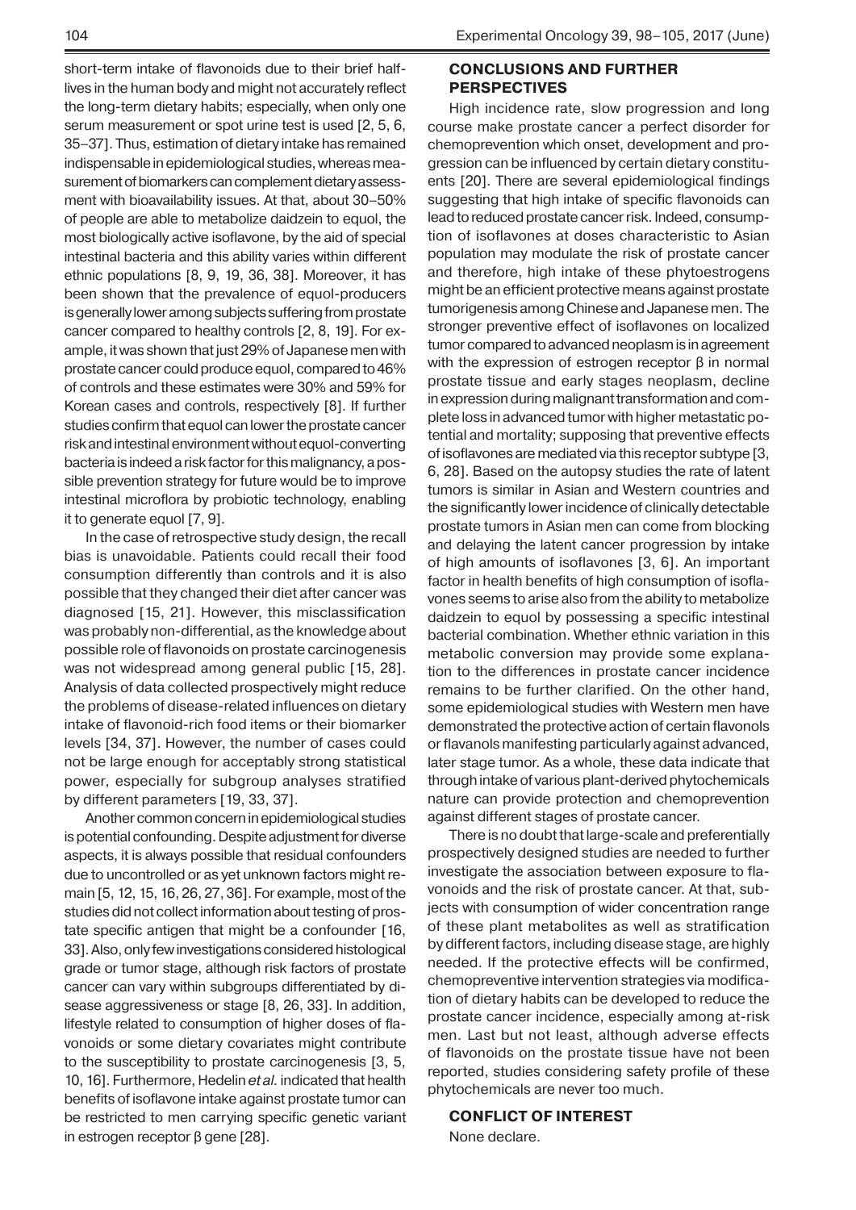short-term intake of flavonoids due to their brief half-lives in the human body and might not accurately reflect the long-term dietary habits; especially, when only one serum measurement or spot urine test is used [2, 5, 6, 35–37]. Thus, estimation of dietary intake has remained indispensable in epidemiological studies, whereas measurement of biomarkers can complement dietary assessment with bioavailability issues. At that, about 30–50% of people are able to metabolize daidzein to equol, the most biologically active isoflavone, by the aid of special intestinal bacteria and this ability varies within different ethnic populations [8, 9, 19, 36, 38]. Moreover, it has been shown that the prevalence of equol-producers is generally lower among subjects suffering from prostate cancer compared to healthy controls [2, 8, 19]. For example, it was shown that just 29% of Japanese men with prostate cancer could produce equol, compared to 46% of controls and these estimates were 30% and 59% for Korean cases and controls, respectively [8]. If further studies confirm that equol can lower the prostate cancer risk and intestinal environment without equol-converting bacteria is indeed a risk factor for this malignancy, a possible prevention strategy for future would be to improve intestinal microflora by probiotic technology, enabling it to generate equol [7, 9].

In the case of retrospective study design, the recall bias is unavoidable. Patients could recall their food consumption differently than controls and it is also possible that they changed their diet after cancer was diagnosed [15, 21]. However, this misclassification was probably non-differential, as the knowledge about possible role of flavonoids on prostate carcinogenesis was not widespread among general public [15, 28]. Analysis of data collected prospectively might reduce the problems of disease-related influences on dietary intake of flavonoid-rich food items or their biomarker levels [34, 37]. However, the number of cases could not be large enough for acceptably strong statistical power, especially for subgroup analyses stratified by different parameters [19, 33, 37].

Another common concern in epidemiological studies is potential confounding. Despite adjustment for diverse aspects, it is always possible that residual confounders due to uncontrolled or as yet unknown factors might remain [5, 12, 15, 16, 26, 27, 36]. For example, most of the studies did not collect information about testing of prostate specific antigen that might be a confounder [16, 33]. Also, only few investigations considered histological grade or tumor stage, although risk factors of prostate cancer can vary within subgroups differentiated by disease aggressiveness or stage [8, 26, 33]. In addition, lifestyle related to consumption of higher doses of flavonoids or some dietary covariates might contribute to the susceptibility to prostate carcinogenesis [3, 5, 10, 16]. Furthermore, Hedelin *et al.* indicated that health benefits of isoflavone intake against prostate tumor can be restricted to men carrying specific genetic variant in estrogen receptor β gene [28].

## CONCLUSIONS AND FURTHER PERSPECTIVES

High incidence rate, slow progression and long course make prostate cancer a perfect disorder for chemoprevention which onset, development and progression can be influenced by certain dietary constituents [20]. There are several epidemiological findings suggesting that high intake of specific flavonoids can lead to reduced prostate cancer risk. Indeed, consumption of isoflavones at doses characteristic to Asian population may modulate the risk of prostate cancer and therefore, high intake of these phytoestrogens might be an efficient protective means against prostate tumorigenesis among Chinese and Japanese men. The stronger preventive effect of isoflavones on localized tumor compared to advanced neoplasm is in agreement with the expression of estrogen receptor β in normal prostate tissue and early stages neoplasm, decline in expression during malignant transformation and complete loss in advanced tumor with higher metastatic potential and mortality; supposing that preventive effects of isoflavones are mediated via this receptor subtype [3, 6, 28]. Based on the autopsy studies the rate of latent tumors is similar in Asian and Western countries and the significantly lower incidence of clinically detectable prostate tumors in Asian men can come from blocking and delaying the latent cancer progression by intake of high amounts of isoflavones [3, 6]. An important factor in health benefits of high consumption of isoflavones seems to arise also from the ability to metabolize daidzein to equol by possessing a specific intestinal bacterial combination. Whether ethnic variation in this metabolic conversion may provide some explanation to the differences in prostate cancer incidence remains to be further clarified. On the other hand, some epidemiological studies with Western men have demonstrated the protective action of certain flavonols or flavanols manifesting particularly against advanced, later stage tumor. As a whole, these data indicate that through intake of various plant-derived phytochemicals nature can provide protection and chemoprevention against different stages of prostate cancer.

There is no doubt that large-scale and preferentially prospectively designed studies are needed to further investigate the association between exposure to flavonoids and the risk of prostate cancer. At that, subjects with consumption of wider concentration range of these plant metabolites as well as stratification by different factors, including disease stage, are highly needed. If the protective effects will be confirmed, chemopreventive intervention strategies via modification of dietary habits can be developed to reduce the prostate cancer incidence, especially among at-risk men. Last but not least, although adverse effects of flavonoids on the prostate tissue have not been reported, studies considering safety profile of these phytochemicals are never too much.

## CONFLICT OF INTEREST

None declare.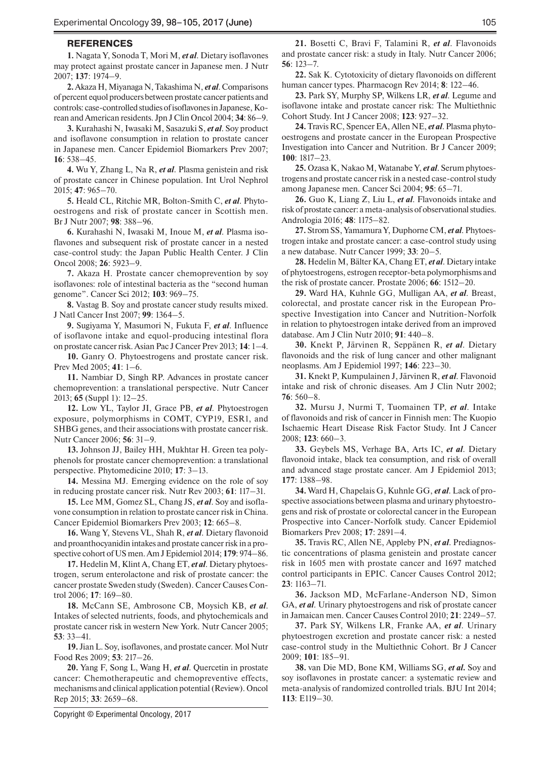## REFERENCES

**1.** Nagata Y, Sonoda T, Mori M, *et al*. Dietary isoflavones may protect against prostate cancer in Japanese men. J Nutr 2007; **137**: 1974–9.

**2.** Akaza H, Miyanaga N, Takashima N, *et al*. Comparisons of percent equol producers between prostate cancer patients and controls: case-controlled studies of isoflavones in Japanese, Korean and American residents. Jpn J Clin Oncol 2004; **34**: 86–9.

**3.** Kurahashi N, Iwasaki M, Sasazuki S, *et al*. Soy product and isoflavone consumption in relation to prostate cancer in Japanese men. Cancer Epidemiol Biomarkers Prev 2007; **16**: 538–45.

**4.** Wu Y, Zhang L, Na R, *et al*. Plasma genistein and risk of prostate cancer in Chinese population. Int Urol Nephrol 2015; **47**: 965–70.

**5.** Heald CL, Ritchie MR, Bolton-Smith C, *et al*. Phytooestrogens and risk of prostate cancer in Scottish men. Br J Nutr 2007; **98**: 388–96.

**6.** Kurahashi N, Iwasaki M, Inoue M, *et al*. Plasma isoflavones and subsequent risk of prostate cancer in a nested case-control study: the Japan Public Health Center. J Clin Oncol 2008; **26**: 5923–9.

**7.** Akaza H. Prostate cancer chemoprevention by soy isoflavones: role of intestinal bacteria as the "second human genome". Cancer Sci 2012; **103**: 969–75.

**8.** Vastag B. Soy and prostate cancer study results mixed. J Natl Cancer Inst 2007; **99**: 1364–5.

**9.** Sugiyama Y, Masumori N, Fukuta F, *et al*. Influence of isoflavone intake and equol-producing intestinal flora on prostate cancer risk. Asian Pac J Cancer Prev 2013; **14**: 1–4.

**10.** Ganry O. Phytoestrogens and prostate cancer risk. Prev Med 2005; **41**: 1–6.

**11.** Nambiar D, Singh RP. Advances in prostate cancer chemoprevention: a translational perspective. Nutr Cancer 2013; **65** (Suppl 1): 12–25.

**12.** Low YL, Taylor JI, Grace PB, *et al*. Phytoestrogen exposure, polymorphisms in COMT, CYP19, ESR1, and SHBG genes, and their associations with prostate cancer risk. Nutr Cancer 2006; **56**: 31–9.

**13.** Johnson JJ, Bailey HH, Mukhtar H. Green tea polyphenols for prostate cancer chemoprevention: a translational perspective. Phytomedicine 2010; **17**: 3–13.

**14.** Messina MJ. Emerging evidence on the role of soy in reducing prostate cancer risk. Nutr Rev 2003; **61**: 117–31.

**15.** Lee MM, Gomez SL, Chang JS, *et al*. Soy and isoflavone consumption in relation to prostate cancer risk in China. Cancer Epidemiol Biomarkers Prev 2003; **12**: 665–8.

**16.** Wang Y, Stevens VL, Shah R, *et al*. Dietary flavonoid and proanthocyanidin intakes and prostate cancer risk in a prospective cohort of US men. Am J Epidemiol 2014; **179**: 974–86.

**17.** Hedelin M, Klint A, Chang ET, *et al*. Dietary phytoestrogen, serum enterolactone and risk of prostate cancer: the cancer prostate Sweden study (Sweden). Cancer Causes Control 2006; **17**: 169–80.

**18.** McCann SE, Ambrosone CB, Moysich KB, *et al*. Intakes of selected nutrients, foods, and phytochemicals and prostate cancer risk in western New York. Nutr Cancer 2005; **53**: 33–41.

**19.** Jian L. Soy, isoflavones, and prostate cancer. Mol Nutr Food Res 2009; **53**: 217–26.

**20.** Yang F, Song L, Wang H, *et al*. Quercetin in prostate cancer: Chemotherapeutic and chemopreventive effects, mechanisms and clinical application potential (Review). Oncol Rep 2015; **33**: 2659–68.

**21.** Bosetti C, Bravi F, Talamini R, *et al*. Flavonoids and prostate cancer risk: a study in Italy. Nutr Cancer 2006; **56**: 123–7.

**22.** Sak K. Cytotoxicity of dietary flavonoids on different human cancer types. Pharmacogn Rev 2014; **8**: 122–46.

**23.** Park SY, Murphy SP, Wilkens LR, *et al*. Legume and isoflavone intake and prostate cancer risk: The Multiethnic Cohort Study. Int J Cancer 2008; **123**: 927–32.

**24.** Travis RC, Spencer EA, Allen NE, *et al*. Plasma phytooestrogens and prostate cancer in the European Prospective Investigation into Cancer and Nutrition. Br J Cancer 2009; **100**: 1817–23.

**25.** Ozasa K, Nakao M, Watanabe Y, *et al*. Serum phytoestrogens and prostate cancer risk in a nested case-control study among Japanese men. Cancer Sci 2004; **95**: 65–71.

**26.** Guo K, Liang Z, Liu L, *et al*. Flavonoids intake and risk of prostate cancer: a meta-analysis of observational studies. Andrologia 2016; **48**: 1175–82.

**27.** Strom SS, Yamamura Y, Duphorne CM, *et al*. Phytoestrogen intake and prostate cancer: a case-control study using a new database. Nutr Cancer 1999; **33**: 20–5.

**28.** Hedelin M, Bälter KA, Chang ET, *et al*. Dietary intake of phytoestrogens, estrogen receptor-beta polymorphisms and the risk of prostate cancer. Prostate 2006; **66**: 1512–20.

**29.** Ward HA, Kuhnle GG, Mulligan AA, *et al*. Breast, colorectal, and prostate cancer risk in the European Prospective Investigation into Cancer and Nutrition-Norfolk in relation to phytoestrogen intake derived from an improved database. Am J Clin Nutr 2010; **91**: 440–8.

**30.** Knekt P, Järvinen R, Seppänen R, *et al*. Dietary flavonoids and the risk of lung cancer and other malignant neoplasms. Am J Epidemiol 1997; **146**: 223–30.

**31.** Knekt P, Kumpulainen J, Järvinen R, *et al*. Flavonoid intake and risk of chronic diseases. Am J Clin Nutr 2002; **76**: 560–8.

**32.** Mursu J, Nurmi T, Tuomainen TP, *et al*. Intake of flavonoids and risk of cancer in Finnish men: The Kuopio Ischaemic Heart Disease Risk Factor Study. Int J Cancer 2008; **123**: 660–3.

**33.** Geybels MS, Verhage BA, Arts IC, *et al*. Dietary flavonoid intake, black tea consumption, and risk of overall and advanced stage prostate cancer. Am J Epidemiol 2013; **177**: 1388–98.

**34.** Ward H, Chapelais G, Kuhnle GG, *et al*. Lack of prospective associations between plasma and urinary phytoestrogens and risk of prostate or colorectal cancer in the European Prospective into Cancer-Norfolk study. Cancer Epidemiol Biomarkers Prev 2008; **17**: 2891–4.

**35.** Travis RC, Allen NE, Appleby PN, *et al*. Prediagnostic concentrations of plasma genistein and prostate cancer risk in 1605 men with prostate cancer and 1697 matched control participants in EPIC. Cancer Causes Control 2012; **23**: 1163–71.

**36.** Jackson MD, McFarlane-Anderson ND, Simon GA, *et al*. Urinary phytoestrogens and risk of prostate cancer in Jamaican men. Cancer Causes Control 2010; **21**: 2249–57.

**37.** Park SY, Wilkens LR, Franke AA, *et al*. Urinary phytoestrogen excretion and prostate cancer risk: a nested case-control study in the Multiethnic Cohort. Br J Cancer 2009; **101**: 185–91.

**38.** van Die MD, Bone KM, Williams SG, *et al*. Soy and soy isoflavones in prostate cancer: a systematic review and meta-analysis of randomized controlled trials. BJU Int 2014; **113**: E119–30.

Copyright © Experimental Oncology, 2017